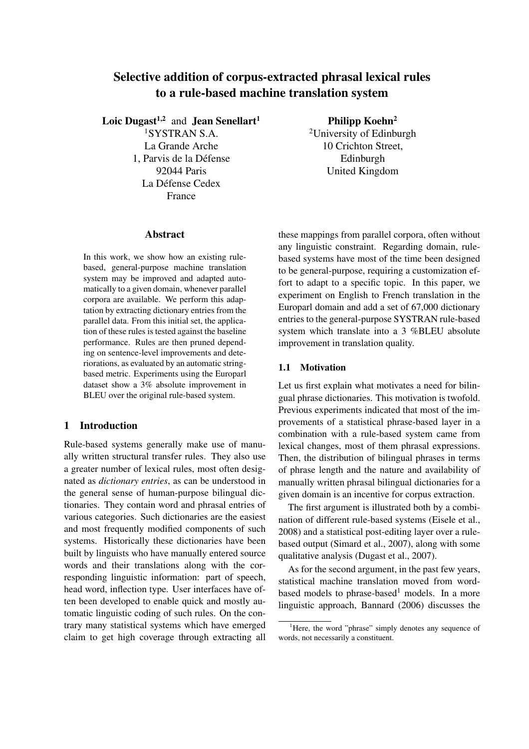# Selective addition of corpus-extracted phrasal lexical rules to a rule-based machine translation system

**Loic Dugast**[1,2] and **Jean Senellart**[1]
[1]SYSTRAN S.A.
La Grande Arche
1, Parvis de la Défense
92044 Paris
La Défense Cedex
France

**Philipp Koehn**[2]
[2]University of Edinburgh
10 Crichton Street,
Edinburgh
United Kingdom

## Abstract

In this work, we show how an existing rule-based, general-purpose machine translation system may be improved and adapted automatically to a given domain, whenever parallel corpora are available. We perform this adaptation by extracting dictionary entries from the parallel data. From this initial set, the application of these rules is tested against the baseline performance. Rules are then pruned depending on sentence-level improvements and deteriorations, as evaluated by an automatic string-based metric. Experiments using the Europarl dataset show a 3% absolute improvement in BLEU over the original rule-based system.

## 1 Introduction

Rule-based systems generally make use of manually written structural transfer rules. They also use a greater number of lexical rules, most often designated as *dictionary entries*, as can be understood in the general sense of human-purpose bilingual dictionaries. They contain word and phrasal entries of various categories. Such dictionaries are the easiest and most frequently modified components of such systems. Historically these dictionaries have been built by linguists who have manually entered source words and their translations along with the corresponding linguistic information: part of speech, head word, inflection type. User interfaces have often been developed to enable quick and mostly automatic linguistic coding of such rules. On the contrary many statistical systems which have emerged claim to get high coverage through extracting all these mappings from parallel corpora, often without any linguistic constraint. Regarding domain, rule-based systems have most of the time been designed to be general-purpose, requiring a customization effort to adapt to a specific topic. In this paper, we experiment on English to French translation in the Europarl domain and add a set of 67,000 dictionary entries to the general-purpose SYSTRAN rule-based system which translate into a 3 %BLEU absolute improvement in translation quality.

### 1.1 Motivation

Let us first explain what motivates a need for bilingual phrase dictionaries. This motivation is twofold. Previous experiments indicated that most of the improvements of a statistical phrase-based layer in a combination with a rule-based system came from lexical changes, most of them phrasal expressions. Then, the distribution of bilingual phrases in terms of phrase length and the nature and availability of manually written phrasal bilingual dictionaries for a given domain is an incentive for corpus extraction.

The first argument is illustrated both by a combination of different rule-based systems (Eisele et al., 2008) and a statistical post-editing layer over a rule-based output (Simard et al., 2007), along with some qualitative analysis (Dugast et al., 2007).

As for the second argument, in the past few years, statistical machine translation moved from word-based models to phrase-based[1] models. In a more linguistic approach, Bannard (2006) discusses the

[1]Here, the word "phrase" simply denotes any sequence of words, not necessarily a constituent.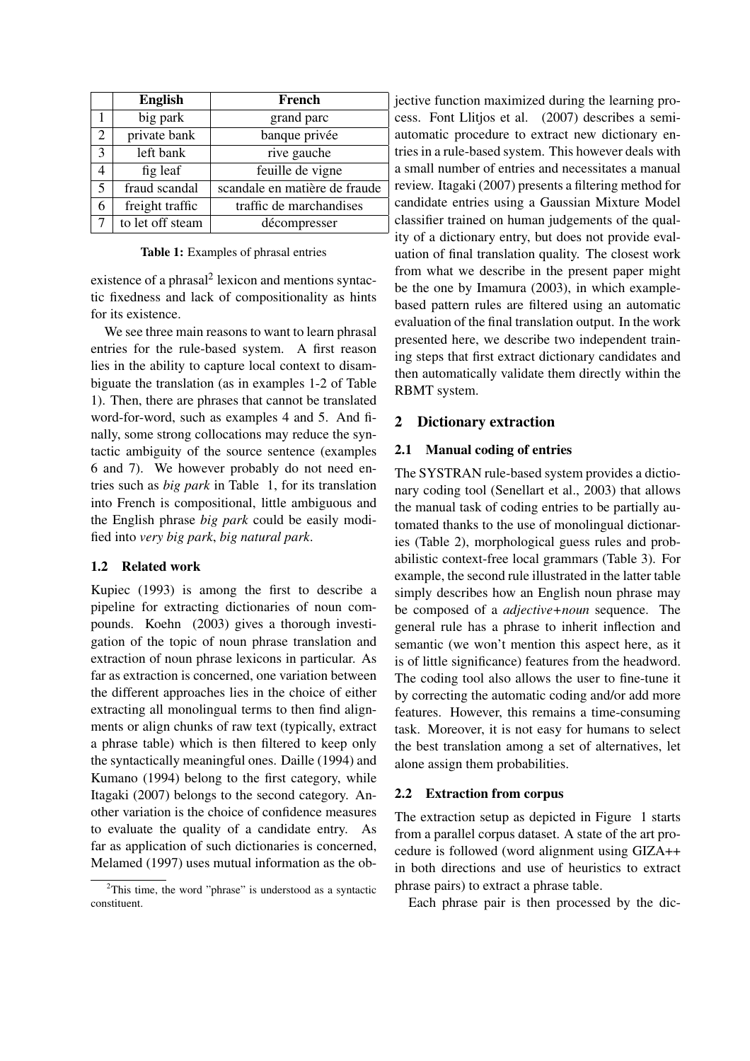| | English | French |
|---|---|---|
| 1 | big park | grand parc |
| 2 | private bank | banque privée |
| 3 | left bank | rive gauche |
| 4 | fig leaf | feuille de vigne |
| 5 | fraud scandal | scandale en matière de fraude |
| 6 | freight traffic | traffic de marchandises |
| 7 | to let off steam | décompresser |

**Table 1:** Examples of phrasal entries

existence of a phrasal[2] lexicon and mentions syntactic fixedness and lack of compositionality as hints for its existence.

We see three main reasons to want to learn phrasal entries for the rule-based system. A first reason lies in the ability to capture local context to disambiguate the translation (as in examples 1-2 of Table 1). Then, there are phrases that cannot be translated word-for-word, such as examples 4 and 5. And finally, some strong collocations may reduce the syntactic ambiguity of the source sentence (examples 6 and 7). We however probably do not need entries such as *big park* in Table 1, for its translation into French is compositional, little ambiguous and the English phrase *big park* could be easily modified into *very big park*, *big natural park*.

### 1.2 Related work

Kupiec (1993) is among the first to describe a pipeline for extracting dictionaries of noun compounds. Koehn (2003) gives a thorough investigation of the topic of noun phrase translation and extraction of noun phrase lexicons in particular. As far as extraction is concerned, one variation between the different approaches lies in the choice of either extracting all monolingual terms to then find alignments or align chunks of raw text (typically, extract a phrase table) which is then filtered to keep only the syntactically meaningful ones. Daille (1994) and Kumano (1994) belong to the first category, while Itagaki (2007) belongs to the second category. Another variation is the choice of confidence measures to evaluate the quality of a candidate entry. As far as application of such dictionaries is concerned, Melamed (1997) uses mutual information as the objective function maximized during the learning process. Font Llitjos et al. (2007) describes a semi-automatic procedure to extract new dictionary entries in a rule-based system. This however deals with a small number of entries and necessitates a manual review. Itagaki (2007) presents a filtering method for candidate entries using a Gaussian Mixture Model classifier trained on human judgements of the quality of a dictionary entry, but does not provide evaluation of final translation quality. The closest work from what we describe in the present paper might be the one by Imamura (2003), in which example-based pattern rules are filtered using an automatic evaluation of the final translation output. In the work presented here, we describe two independent training steps that first extract dictionary candidates and then automatically validate them directly within the RBMT system.

## 2 Dictionary extraction

### 2.1 Manual coding of entries

The SYSTRAN rule-based system provides a dictionary coding tool (Senellart et al., 2003) that allows the manual task of coding entries to be partially automated thanks to the use of monolingual dictionaries (Table 2), morphological guess rules and probabilistic context-free local grammars (Table 3). For example, the second rule illustrated in the latter table simply describes how an English noun phrase may be composed of a *adjective+noun* sequence. The general rule has a phrase to inherit inflection and semantic (we won't mention this aspect here, as it is of little significance) features from the headword. The coding tool also allows the user to fine-tune it by correcting the automatic coding and/or add more features. However, this remains a time-consuming task. Moreover, it is not easy for humans to select the best translation among a set of alternatives, let alone assign them probabilities.

### 2.2 Extraction from corpus

The extraction setup as depicted in Figure 1 starts from a parallel corpus dataset. A state of the art procedure is followed (word alignment using GIZA++ in both directions and use of heuristics to extract phrase pairs) to extract a phrase table.

Each phrase pair is then processed by the dic-

[2] This time, the word "phrase" is understood as a syntactic constituent.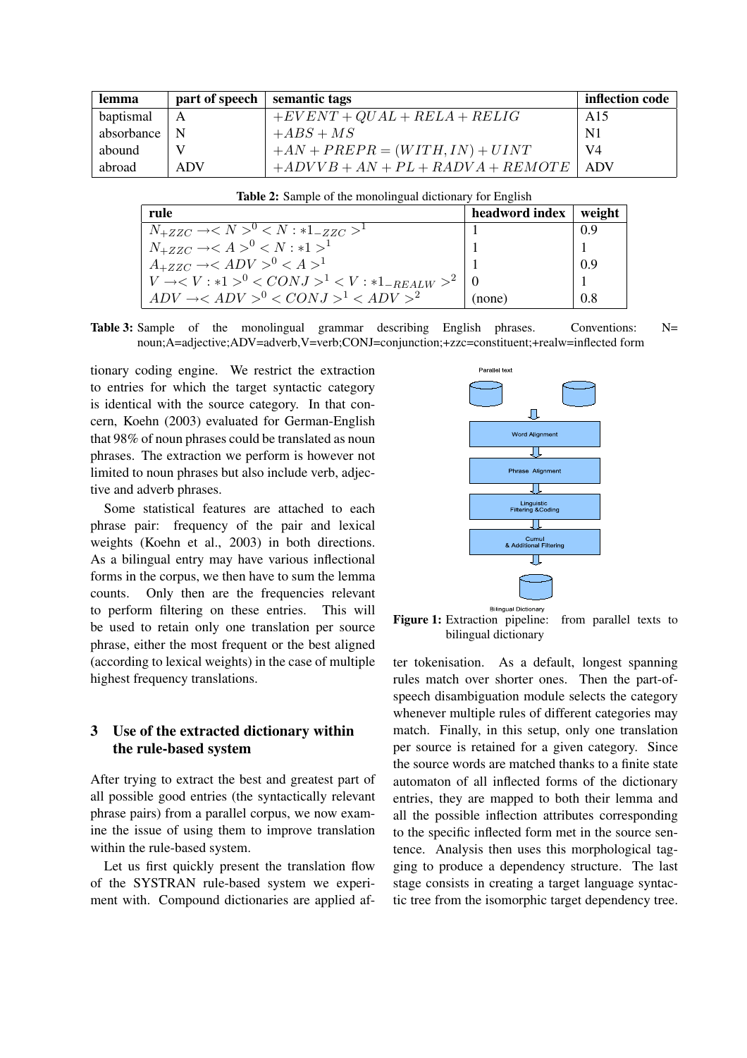| lemma | part of speech | semantic tags | inflection code |
|---|---|---|---|
| baptismal | A | $+EVENT + QUAL + RELA + RELIG$ | A15 |
| absorbance | N | $+ABS + MS$ | N1 |
| abound | V | $+AN + PREPR = (WITH, IN) + UINT$ | V4 |
| abroad | ADV | $+ADVVB + AN + PL + RADVA + REMOTE$ | ADV |

**Table 2:** Sample of the monolingual dictionary for English

| rule | headword index | weight |
|---|---|---|
| $N_{+ZZC} \rightarrow < N >^0 < N : *1_{-ZZC} >^1$ | 1 | 0.9 |
| $N_{+ZZC} \rightarrow < A >^0 < N : *1 >^1$ | 1 | 1 |
| $A_{+ZZC} \rightarrow < ADV >^0 < A >^1$ | 1 | 0.9 |
| $V \rightarrow < V : *1 >^0 < CONJ >^1 < V : *1_{-REALW} >^2$ | 0 | 1 |
| $ADV \rightarrow < ADV >^0 < CONJ >^1 < ADV >^2$ | (none) | 0.8 |

**Table 3:** Sample of the monolingual grammar describing English phrases. Conventions: N= noun;A=adjective;ADV=adverb,V=verb;CONJ=conjunction;+zzc=constituent;+realw=inflected form

tionary coding engine. We restrict the extraction to entries for which the target syntactic category is identical with the source category. In that concern, Koehn (2003) evaluated for German-English that 98% of noun phrases could be translated as noun phrases. The extraction we perform is however not limited to noun phrases but also include verb, adjective and adverb phrases.

Some statistical features are attached to each phrase pair: frequency of the pair and lexical weights (Koehn et al., 2003) in both directions. As a bilingual entry may have various inflectional forms in the corpus, we then have to sum the lemma counts. Only then are the frequencies relevant to perform filtering on these entries. This will be used to retain only one translation per source phrase, either the most frequent or the best aligned (according to lexical weights) in the case of multiple highest frequency translations.

## 3 Use of the extracted dictionary within the rule-based system

After trying to extract the best and greatest part of all possible good entries (the syntactically relevant phrase pairs) from a parallel corpus, we now examine the issue of using them to improve translation within the rule-based system.

Let us first quickly present the translation flow of the SYSTRAN rule-based system we experiment with. Compound dictionaries are applied after tokenisation. As a default, longest spanning rules match over shorter ones. Then the part-of-speech disambiguation module selects the category whenever multiple rules of different categories may match. Finally, in this setup, only one translation per source is retained for a given category. Since the source words are matched thanks to a finite state automaton of all inflected forms of the dictionary entries, they are mapped to both their lemma and all the possible inflection attributes corresponding to the specific inflected form met in the source sentence. Analysis then uses this morphological tagging to produce a dependency structure. The last stage consists in creating a target language syntactic tree from the isomorphic target dependency tree.

Parallel text

Word Alignment

Phrase Alignment

Linguistic Filtering &Coding

Cumul & Additional Filtering

Bilingual Dictionary

**Figure 1:** Extraction pipeline: from parallel texts to bilingual dictionary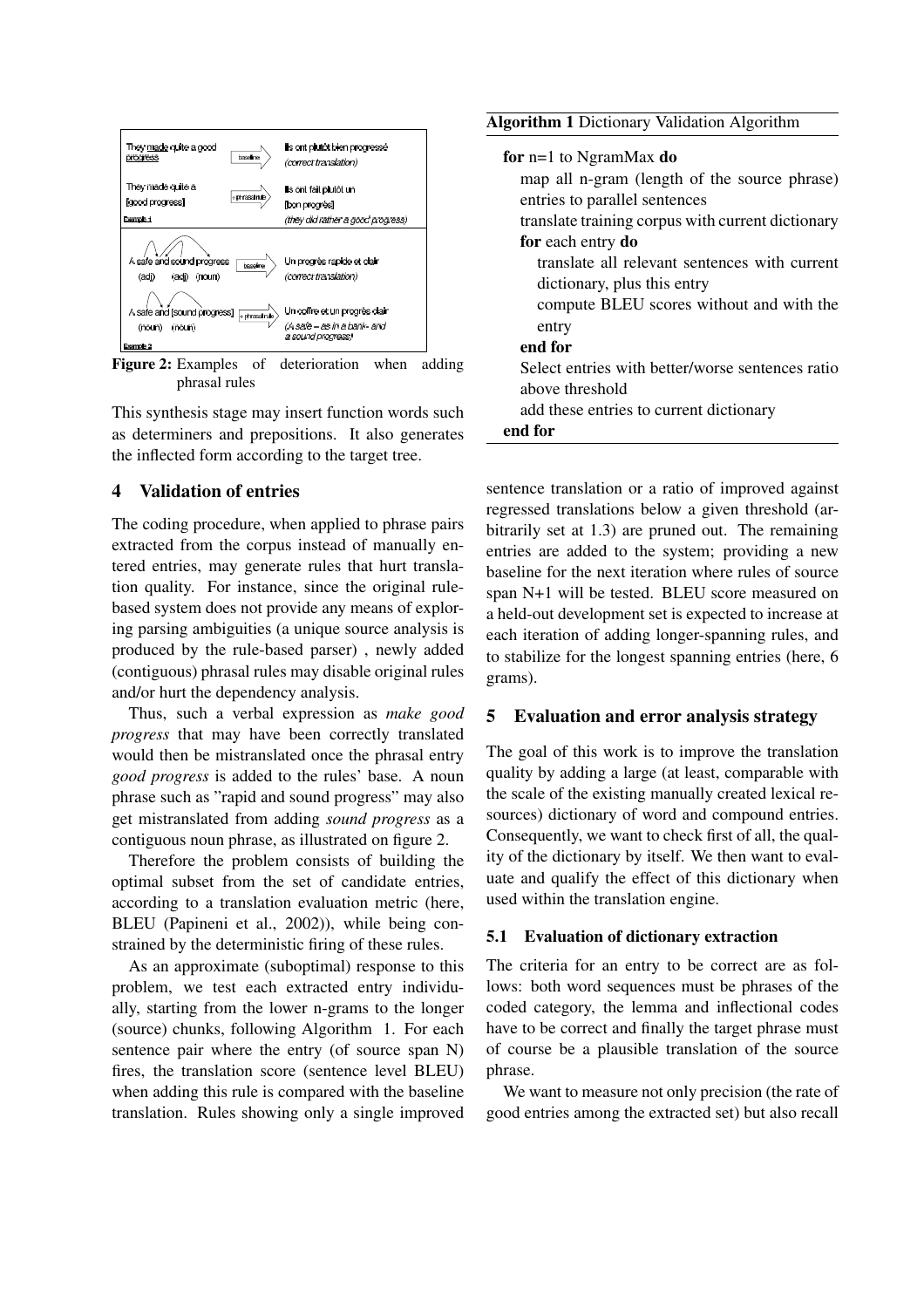Figure 2: Examples of deterioration when adding phrasal rules

This synthesis stage may insert function words such as determiners and prepositions. It also generates the inflected form according to the target tree.

## 4 Validation of entries

The coding procedure, when applied to phrase pairs extracted from the corpus instead of manually entered entries, may generate rules that hurt translation quality. For instance, since the original rule-based system does not provide any means of exploring parsing ambiguities (a unique source analysis is produced by the rule-based parser) , newly added (contiguous) phrasal rules may disable original rules and/or hurt the dependency analysis.

Thus, such a verbal expression as *make good progress* that may have been correctly translated would then be mistranslated once the phrasal entry *good progress* is added to the rules' base. A noun phrase such as "rapid and sound progress" may also get mistranslated from adding *sound progress* as a contiguous noun phrase, as illustrated on figure 2.

Therefore the problem consists of building the optimal subset from the set of candidate entries, according to a translation evaluation metric (here, BLEU (Papineni et al., 2002)), while being constrained by the deterministic firing of these rules.

As an approximate (suboptimal) response to this problem, we test each extracted entry individually, starting from the lower n-grams to the longer (source) chunks, following Algorithm 1. For each sentence pair where the entry (of source span N) fires, the translation score (sentence level BLEU) when adding this rule is compared with the baseline translation. Rules showing only a single improved sentence translation or a ratio of improved against regressed translations below a given threshold (arbitrarily set at 1.3) are pruned out. The remaining entries are added to the system; providing a new baseline for the next iteration where rules of source span N+1 will be tested. BLEU score measured on a held-out development set is expected to increase at each iteration of adding longer-spanning rules, and to stabilize for the longest spanning entries (here, 6 grams).

**Algorithm 1** Dictionary Validation Algorithm

```
for n=1 to NgramMax do
    map all n-gram (length of the source phrase) entries to parallel sentences
    translate training corpus with current dictionary
    for each entry do
        translate all relevant sentences with current dictionary, plus this entry
        compute BLEU scores without and with the entry
    end for
    Select entries with better/worse sentences ratio above threshold
    add these entries to current dictionary
end for
```

## 5 Evaluation and error analysis strategy

The goal of this work is to improve the translation quality by adding a large (at least, comparable with the scale of the existing manually created lexical resources) dictionary of word and compound entries. Consequently, we want to check first of all, the quality of the dictionary by itself. We then want to evaluate and qualify the effect of this dictionary when used within the translation engine.

### 5.1 Evaluation of dictionary extraction

The criteria for an entry to be correct are as follows: both word sequences must be phrases of the coded category, the lemma and inflectional codes have to be correct and finally the target phrase must of course be a plausible translation of the source phrase.

We want to measure not only precision (the rate of good entries among the extracted set) but also recall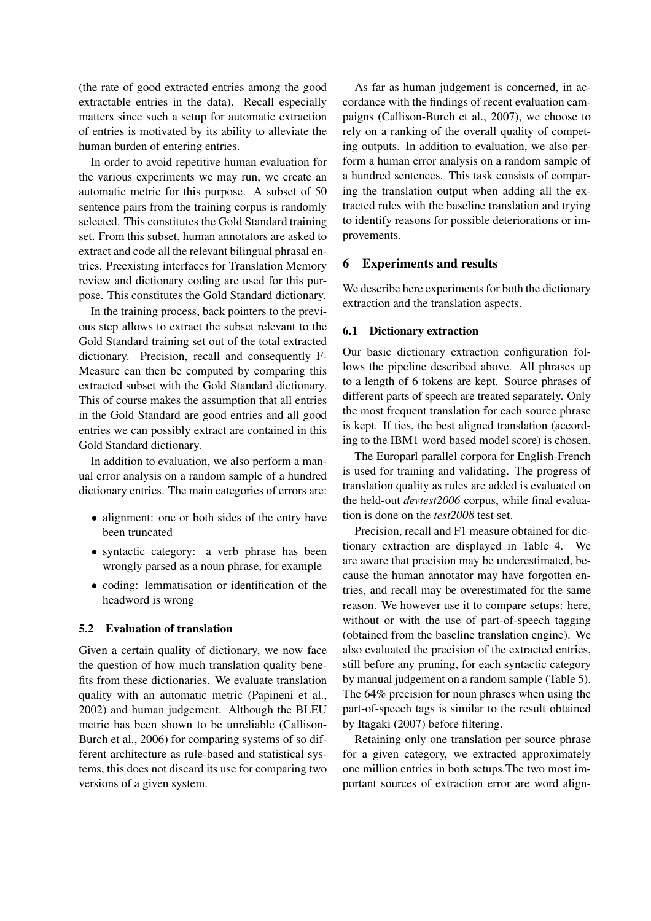(the rate of good extracted entries among the good extractable entries in the data). Recall especially matters since such a setup for automatic extraction of entries is motivated by its ability to alleviate the human burden of entering entries.

In order to avoid repetitive human evaluation for the various experiments we may run, we create an automatic metric for this purpose. A subset of 50 sentence pairs from the training corpus is randomly selected. This constitutes the Gold Standard training set. From this subset, human annotators are asked to extract and code all the relevant bilingual phrasal entries. Preexisting interfaces for Translation Memory review and dictionary coding are used for this purpose. This constitutes the Gold Standard dictionary.

In the training process, back pointers to the previous step allows to extract the subset relevant to the Gold Standard training set out of the total extracted dictionary. Precision, recall and consequently F-Measure can then be computed by comparing this extracted subset with the Gold Standard dictionary. This of course makes the assumption that all entries in the Gold Standard are good entries and all good entries we can possibly extract are contained in this Gold Standard dictionary.

In addition to evaluation, we also perform a manual error analysis on a random sample of a hundred dictionary entries. The main categories of errors are:

- alignment: one or both sides of the entry have been truncated
- syntactic category: a verb phrase has been wrongly parsed as a noun phrase, for example
- coding: lemmatisation or identification of the headword is wrong

### 5.2 Evaluation of translation

Given a certain quality of dictionary, we now face the question of how much translation quality benefits from these dictionaries. We evaluate translation quality with an automatic metric (Papineni et al., 2002) and human judgement. Although the BLEU metric has been shown to be unreliable (Callison-Burch et al., 2006) for comparing systems of so different architecture as rule-based and statistical systems, this does not discard its use for comparing two versions of a given system.

As far as human judgement is concerned, in accordance with the findings of recent evaluation campaigns (Callison-Burch et al., 2007), we choose to rely on a ranking of the overall quality of competing outputs. In addition to evaluation, we also perform a human error analysis on a random sample of a hundred sentences. This task consists of comparing the translation output when adding all the extracted rules with the baseline translation and trying to identify reasons for possible deteriorations or improvements.

## 6 Experiments and results

We describe here experiments for both the dictionary extraction and the translation aspects.

### 6.1 Dictionary extraction

Our basic dictionary extraction configuration follows the pipeline described above. All phrases up to a length of 6 tokens are kept. Source phrases of different parts of speech are treated separately. Only the most frequent translation for each source phrase is kept. If ties, the best aligned translation (according to the IBM1 word based model score) is chosen.

The Europarl parallel corpora for English-French is used for training and validating. The progress of translation quality as rules are added is evaluated on the held-out *devtest2006* corpus, while final evaluation is done on the *test2008* test set.

Precision, recall and F1 measure obtained for dictionary extraction are displayed in Table 4. We are aware that precision may be underestimated, because the human annotator may have forgotten entries, and recall may be overestimated for the same reason. We however use it to compare setups: here, without or with the use of part-of-speech tagging (obtained from the baseline translation engine). We also evaluated the precision of the extracted entries, still before any pruning, for each syntactic category by manual judgement on a random sample (Table 5). The 64% precision for noun phrases when using the part-of-speech tags is similar to the result obtained by Itagaki (2007) before filtering.

Retaining only one translation per source phrase for a given category, we extracted approximately one million entries in both setups.The two most important sources of extraction error are word align-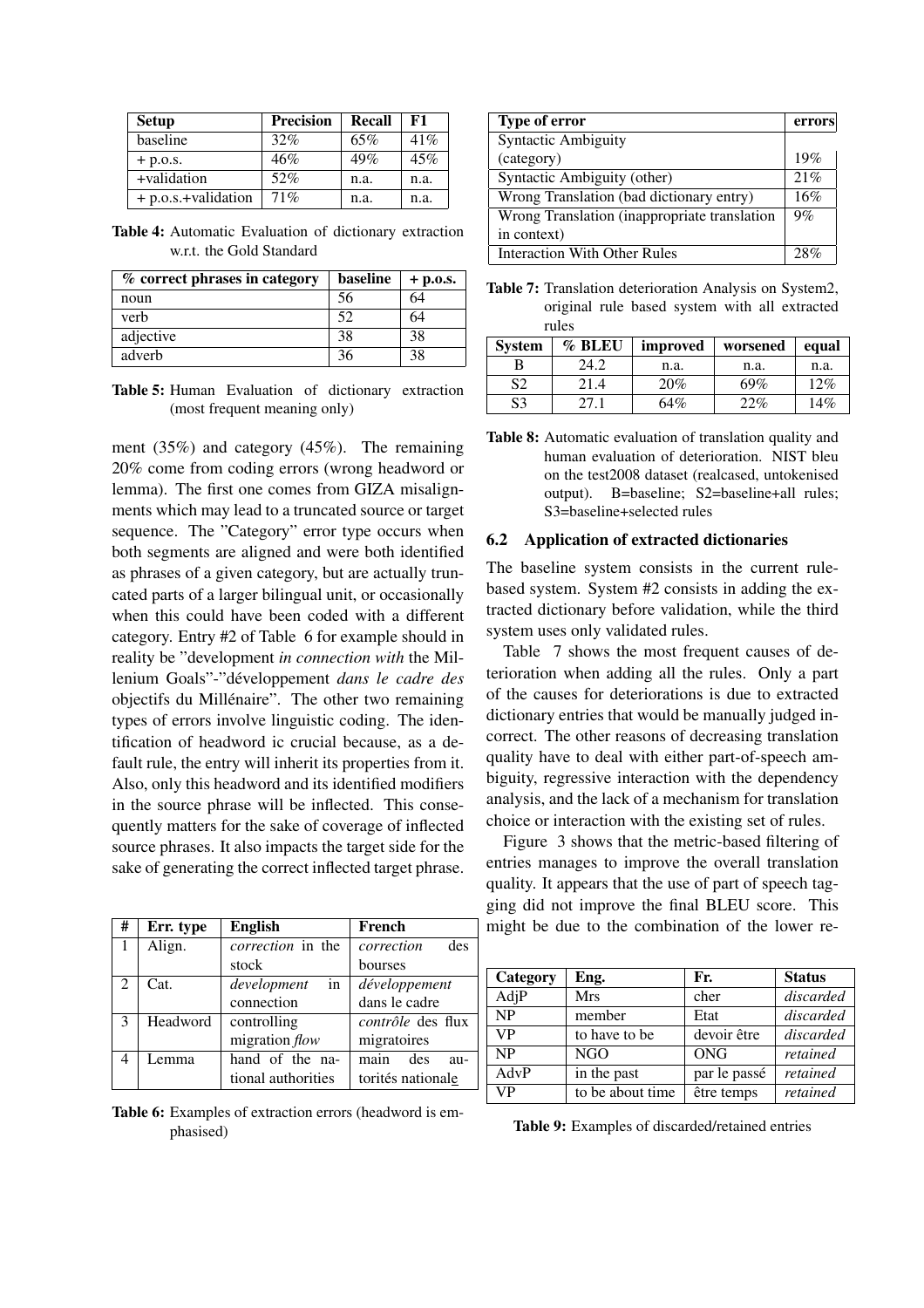| Setup | Precision | Recall | F1 |
|---|---|---|---|
| baseline | 32% | 65% | 41% |
| + p.o.s. | 46% | 49% | 45% |
| +validation | 52% | n.a. | n.a. |
| + p.o.s.+validation | 71% | n.a. | n.a. |

**Table 4:** Automatic Evaluation of dictionary extraction w.r.t. the Gold Standard

| % correct phrases in category | baseline | + p.o.s. |
|---|---|---|
| noun | 56 | 64 |
| verb | 52 | 64 |
| adjective | 38 | 38 |
| adverb | 36 | 38 |

**Table 5:** Human Evaluation of dictionary extraction (most frequent meaning only)

ment (35%) and category (45%). The remaining 20% come from coding errors (wrong headword or lemma). The first one comes from GIZA misalignments which may lead to a truncated source or target sequence. The "Category" error type occurs when both segments are aligned and were both identified as phrases of a given category, but are actually truncated parts of a larger bilingual unit, or occasionally when this could have been coded with a different category. Entry #2 of Table 6 for example should in reality be "development *in connection with* the Millenium Goals"-"développement *dans le cadre des* objectifs du Millénaire". The other two remaining types of errors involve linguistic coding. The identification of headword ic crucial because, as a default rule, the entry will inherit its properties from it. Also, only this headword and its identified modifiers in the source phrase will be inflected. This consequently matters for the sake of coverage of inflected source phrases. It also impacts the target side for the sake of generating the correct inflected target phrase.

| # | Err. type | English | French |
|---|---|---|---|
| 1 | Align. | *correction* in the stock | *correction* des bourses |
| 2 | Cat. | *development* in connection | *développement* dans le cadre |
| 3 | Headword | controlling migration *flow* | *contrôle* des flux migratoires |
| 4 | Lemma | hand of the national authorities | main des autorités nationale |

**Table 6:** Examples of extraction errors (headword is emphasised)

| Type of error | errors |
|---|---|
| Syntactic Ambiguity (category) | 19% |
| Syntactic Ambiguity (other) | 21% |
| Wrong Translation (bad dictionary entry) | 16% |
| Wrong Translation (inappropriate translation in context) | 9% |
| Interaction With Other Rules | 28% |

**Table 7:** Translation deterioration Analysis on System2, original rule based system with all extracted rules

| System | % BLEU | improved | worsened | equal |
|---|---|---|---|---|
| B | 24.2 | n.a. | n.a. | n.a. |
| S2 | 21.4 | 20% | 69% | 12% |
| S3 | 27.1 | 64% | 22% | 14% |

**Table 8:** Automatic evaluation of translation quality and human evaluation of deterioration. NIST bleu on the test2008 dataset (realcased, untokenised output). B=baseline; S2=baseline+all rules; S3=baseline+selected rules

### 6.2 Application of extracted dictionaries

The baseline system consists in the current rule-based system. System #2 consists in adding the extracted dictionary before validation, while the third system uses only validated rules.

Table 7 shows the most frequent causes of deterioration when adding all the rules. Only a part of the causes for deteriorations is due to extracted dictionary entries that would be manually judged incorrect. The other reasons of decreasing translation quality have to deal with either part-of-speech ambiguity, regressive interaction with the dependency analysis, and the lack of a mechanism for translation choice or interaction with the existing set of rules.

Figure 3 shows that the metric-based filtering of entries manages to improve the overall translation quality. It appears that the use of part of speech tagging did not improve the final BLEU score. This might be due to the combination of the lower re-

| Category | Eng. | Fr. | Status |
|---|---|---|---|
| AdjP | Mrs | cher | *discarded* |
| NP | member | Etat | *discarded* |
| VP | to have to be | devoir être | *discarded* |
| NP | NGO | ONG | *retained* |
| AdvP | in the past | par le passé | *retained* |
| VP | to be about time | être temps | *retained* |

**Table 9:** Examples of discarded/retained entries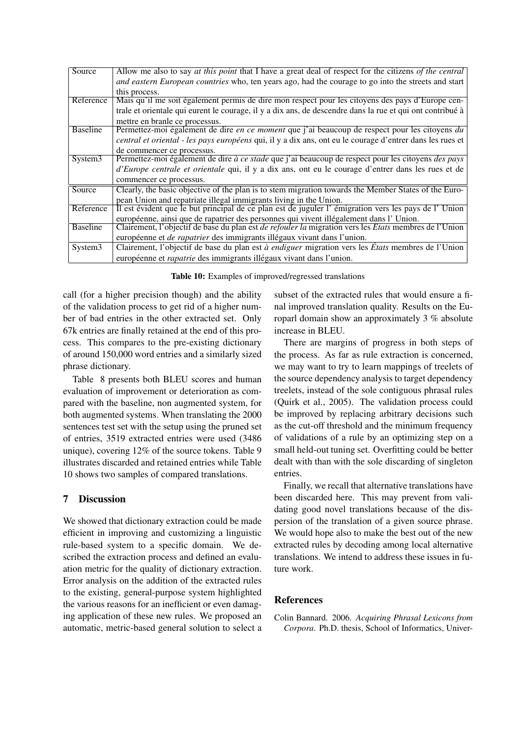| | |
|---|---|
| Source | Allow me also to say *at this point* that I have a great deal of respect for the citizens *of the central and eastern European countries* who, ten years ago, had the courage to go into the streets and start this process. |
| Reference | Mais qu'il me soit également permis de dire mon respect pour les citoyens des pays d'Europe centrale et orientale qui eurent le courage, il y a dix ans, de descendre dans la rue et qui ont contribué à mettre en branle ce processus. |
| Baseline | Permettez-moi également de dire *en ce moment* que j'ai beaucoup de respect pour les citoyens *du central et oriental - les pays européens* qui, il y a dix ans, ont eu le courage d'entrer dans les rues et de commencer ce processus. |
| System3 | Permettez-moi également de dire *à ce stade* que j'ai beaucoup de respect pour les citoyens *des pays d'Europe centrale et orientale* qui, il y a dix ans, ont eu le courage d'entrer dans les rues et de commencer ce processus. |
| Source | Clearly, the basic objective of the plan is to stem migration towards the Member States of the European Union and repatriate illegal immigrants living in the Union. |
| Reference | Il est évident que le but principal de ce plan est de juguler l' émigration vers les pays de l' Union européenne, ainsi que de rapatrier des personnes qui vivent illégalement dans l' Union. |
| Baseline | Clairement, l'objectif de base du plan est *de refouler la* migration vers les *Etats* membres de l'Union européenne et *de rapatrier* des immigrants illégaux vivant dans l'union. |
| System3 | Clairement, l'objectif de base du plan est *à endiguer* migration vers les *États* membres de l'Union européenne et *rapatrie* des immigrants illégaux vivant dans l'union. |

**Table 10:** Examples of improved/regressed translations

call (for a higher precision though) and the ability of the validation process to get rid of a higher number of bad entries in the other extracted set. Only 67k entries are finally retained at the end of this process. This compares to the pre-existing dictionary of around 150,000 word entries and a similarly sized phrase dictionary.

Table 8 presents both BLEU scores and human evaluation of improvement or deterioration as compared with the baseline, non augmented system, for both augmented systems. When translating the 2000 sentences test set with the setup using the pruned set of entries, 3519 extracted entries were used (3486 unique), covering 12% of the source tokens. Table 9 illustrates discarded and retained entries while Table 10 shows two samples of compared translations.

## 7 Discussion

We showed that dictionary extraction could be made efficient in improving and customizing a linguistic rule-based system to a specific domain. We described the extraction process and defined an evaluation metric for the quality of dictionary extraction. Error analysis on the addition of the extracted rules to the existing, general-purpose system highlighted the various reasons for an inefficient or even damaging application of these new rules. We proposed an automatic, metric-based general solution to select a subset of the extracted rules that would ensure a final improved translation quality. Results on the Europarl domain show an approximately 3 % absolute increase in BLEU.

There are margins of progress in both steps of the process. As far as rule extraction is concerned, we may want to try to learn mappings of treelets of the source dependency analysis to target dependency treelets, instead of the sole contiguous phrasal rules (Quirk et al., 2005). The validation process could be improved by replacing arbitrary decisions such as the cut-off threshold and the minimum frequency of validations of a rule by an optimizing step on a small held-out tuning set. Overfitting could be better dealt with than with the sole discarding of singleton entries.

Finally, we recall that alternative translations have been discarded here. This may prevent from validating good novel translations because of the dispersion of the translation of a given source phrase. We would hope also to make the best out of the new extracted rules by decoding among local alternative translations. We intend to address these issues in future work.

## References

Colin Bannard. 2006. *Acquiring Phrasal Lexicons from Corpora*. Ph.D. thesis, School of Informatics, Univer-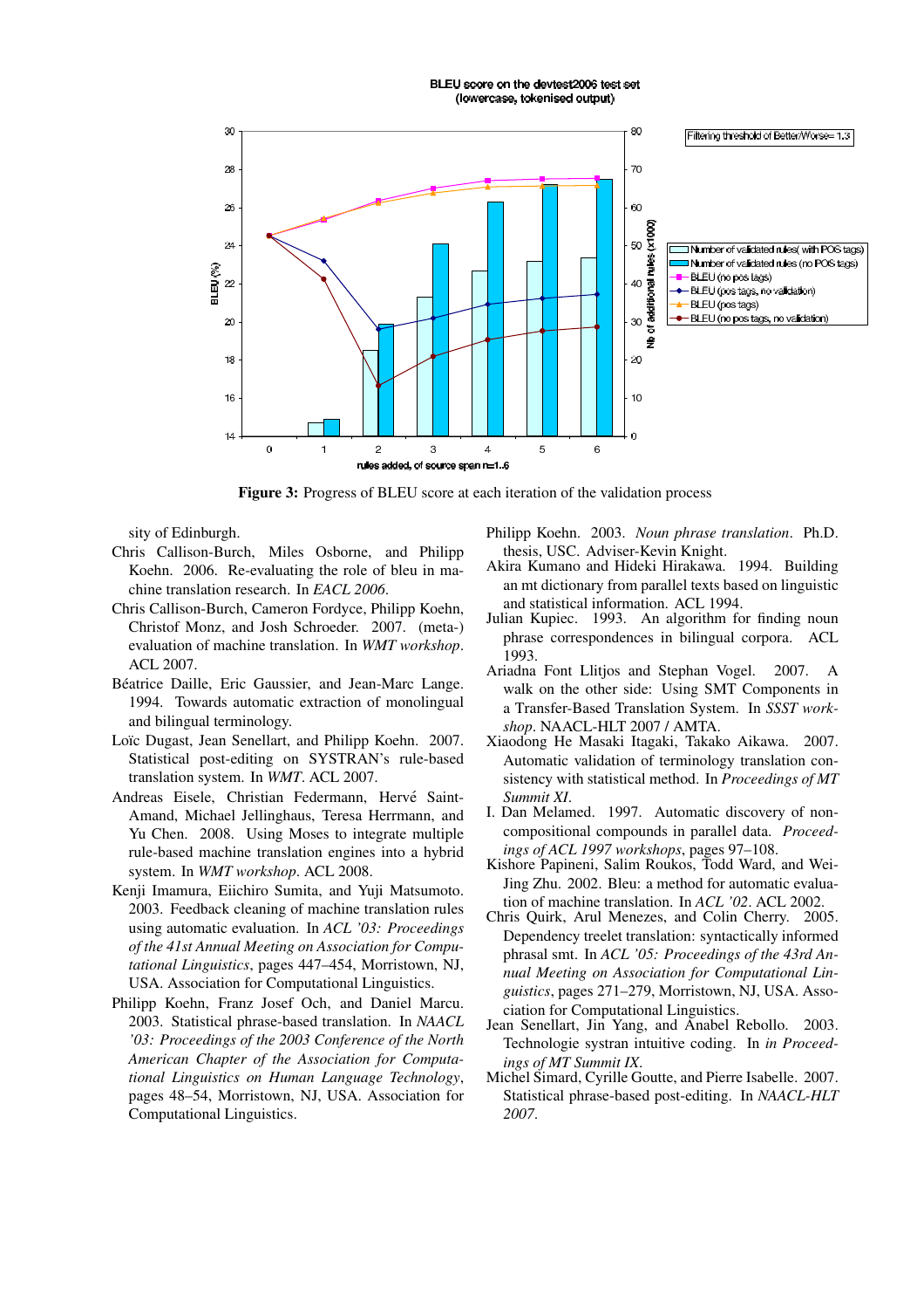BLEU score on the devtest2006 test set
(lowercase, tokenised output)

Filtering threshold of Better/Worse= 1.3

BLEU (%)

Nb of additional rules (x1000)

rules added, of source span n=1..6

Number of validated rules( with POS tags)
Number of validated rules (no POS tags)
BLEU (no pos tags)
BLEU (pos tags, no validation)
BLEU (pos tags)
BLEU (no pos tags, no validation)

**Figure 3:** Progress of BLEU score at each iteration of the validation process

sity of Edinburgh.

Chris Callison-Burch, Miles Osborne, and Philipp Koehn. 2006. Re-evaluating the role of bleu in machine translation research. In *EACL 2006*.

Chris Callison-Burch, Cameron Fordyce, Philipp Koehn, Christof Monz, and Josh Schroeder. 2007. (meta-) evaluation of machine translation. In *WMT workshop*. ACL 2007.

Béatrice Daille, Eric Gaussier, and Jean-Marc Lange. 1994. Towards automatic extraction of monolingual and bilingual terminology.

Loïc Dugast, Jean Senellart, and Philipp Koehn. 2007. Statistical post-editing on SYSTRAN's rule-based translation system. In *WMT*. ACL 2007.

Andreas Eisele, Christian Federmann, Hervé Saint-Amand, Michael Jellinghaus, Teresa Herrmann, and Yu Chen. 2008. Using Moses to integrate multiple rule-based machine translation engines into a hybrid system. In *WMT workshop*. ACL 2008.

Kenji Imamura, Eiichiro Sumita, and Yuji Matsumoto. 2003. Feedback cleaning of machine translation rules using automatic evaluation. In *ACL '03: Proceedings of the 41st Annual Meeting on Association for Computational Linguistics*, pages 447–454, Morristown, NJ, USA. Association for Computational Linguistics.

Philipp Koehn, Franz Josef Och, and Daniel Marcu. 2003. Statistical phrase-based translation. In *NAACL '03: Proceedings of the 2003 Conference of the North American Chapter of the Association for Computational Linguistics on Human Language Technology*, pages 48–54, Morristown, NJ, USA. Association for Computational Linguistics.

Philipp Koehn. 2003. *Noun phrase translation*. Ph.D. thesis, USC. Adviser-Kevin Knight.

Akira Kumano and Hideki Hirakawa. 1994. Building an mt dictionary from parallel texts based on linguistic and statistical information. ACL 1994.

Julian Kupiec. 1993. An algorithm for finding noun phrase correspondences in bilingual corpora. ACL 1993.

Ariadna Font Llitjos and Stephan Vogel. 2007. A walk on the other side: Using SMT Components in a Transfer-Based Translation System. In *SSST workshop*. NAACL-HLT 2007 / AMTA.

Xiaodong He Masaki Itagaki, Takako Aikawa. 2007. Automatic validation of terminology translation consistency with statistical method. In *Proceedings of MT Summit XI*.

I. Dan Melamed. 1997. Automatic discovery of non-compositional compounds in parallel data. *Proceedings of ACL 1997 workshops*, pages 97–108.

Kishore Papineni, Salim Roukos, Todd Ward, and Wei-Jing Zhu. 2002. Bleu: a method for automatic evaluation of machine translation. In *ACL '02*. ACL 2002.

Chris Quirk, Arul Menezes, and Colin Cherry. 2005. Dependency treelet translation: syntactically informed phrasal smt. In *ACL '05: Proceedings of the 43rd Annual Meeting on Association for Computational Linguistics*, pages 271–279, Morristown, NJ, USA. Association for Computational Linguistics.

Jean Senellart, Jin Yang, and Anabel Rebollo. 2003. Technologie systran intuitive coding. In *in Proceedings of MT Summit IX*.

Michel Simard, Cyrille Goutte, and Pierre Isabelle. 2007. Statistical phrase-based post-editing. In *NAACL-HLT 2007*.